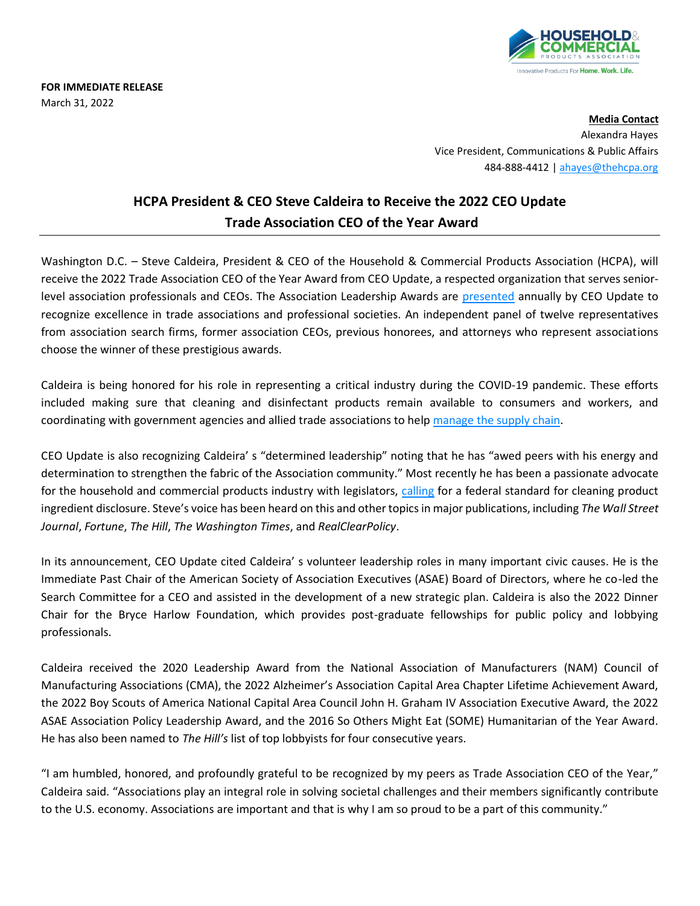**FOR IMMEDIATE RELEASE**
March 31, 2022

**Media Contact**
Alexandra Hayes
Vice President, Communications & Public Affairs
484-888-4412 | ahayes@thehcpa.org

# HCPA President & CEO Steve Caldeira to Receive the 2022 CEO Update Trade Association CEO of the Year Award

Washington D.C. – Steve Caldeira, President & CEO of the Household & Commercial Products Association (HCPA), will receive the 2022 Trade Association CEO of the Year Award from CEO Update, a respected organization that serves senior-level association professionals and CEOs. The Association Leadership Awards are presented annually by CEO Update to recognize excellence in trade associations and professional societies. An independent panel of twelve representatives from association search firms, former association CEOs, previous honorees, and attorneys who represent associations choose the winner of these prestigious awards.

Caldeira is being honored for his role in representing a critical industry during the COVID-19 pandemic. These efforts included making sure that cleaning and disinfectant products remain available to consumers and workers, and coordinating with government agencies and allied trade associations to help manage the supply chain.

CEO Update is also recognizing Caldeira' s "determined leadership" noting that he has "awed peers with his energy and determination to strengthen the fabric of the Association community." Most recently he has been a passionate advocate for the household and commercial products industry with legislators, calling for a federal standard for cleaning product ingredient disclosure. Steve's voice has been heard on this and other topics in major publications, including *The Wall Street Journal*, *Fortune*, *The Hill*, *The Washington Times*, and *RealClearPolicy*.

In its announcement, CEO Update cited Caldeira' s volunteer leadership roles in many important civic causes. He is the Immediate Past Chair of the American Society of Association Executives (ASAE) Board of Directors, where he co-led the Search Committee for a CEO and assisted in the development of a new strategic plan. Caldeira is also the 2022 Dinner Chair for the Bryce Harlow Foundation, which provides post-graduate fellowships for public policy and lobbying professionals.

Caldeira received the 2020 Leadership Award from the National Association of Manufacturers (NAM) Council of Manufacturing Associations (CMA), the 2022 Alzheimer's Association Capital Area Chapter Lifetime Achievement Award, the 2022 Boy Scouts of America National Capital Area Council John H. Graham IV Association Executive Award, the 2022 ASAE Association Policy Leadership Award, and the 2016 So Others Might Eat (SOME) Humanitarian of the Year Award. He has also been named to *The Hill's* list of top lobbyists for four consecutive years.

"I am humbled, honored, and profoundly grateful to be recognized by my peers as Trade Association CEO of the Year," Caldeira said. "Associations play an integral role in solving societal challenges and their members significantly contribute to the U.S. economy. Associations are important and that is why I am so proud to be a part of this community."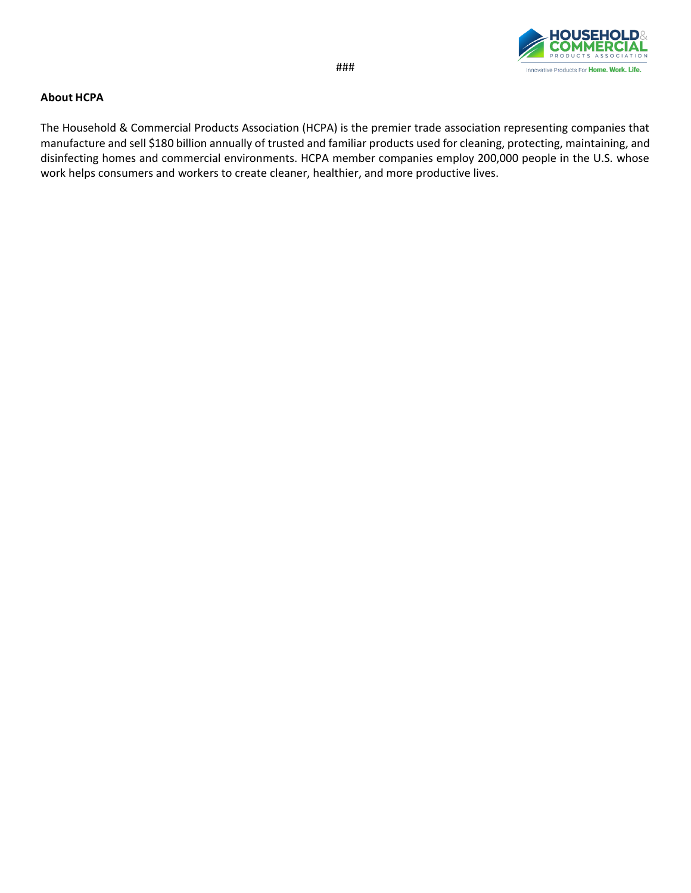###

**About HCPA**

The Household & Commercial Products Association (HCPA) is the premier trade association representing companies that manufacture and sell $180 billion annually of trusted and familiar products used for cleaning, protecting, maintaining, and disinfecting homes and commercial environments. HCPA member companies employ 200,000 people in the U.S. whose work helps consumers and workers to create cleaner, healthier, and more productive lives.